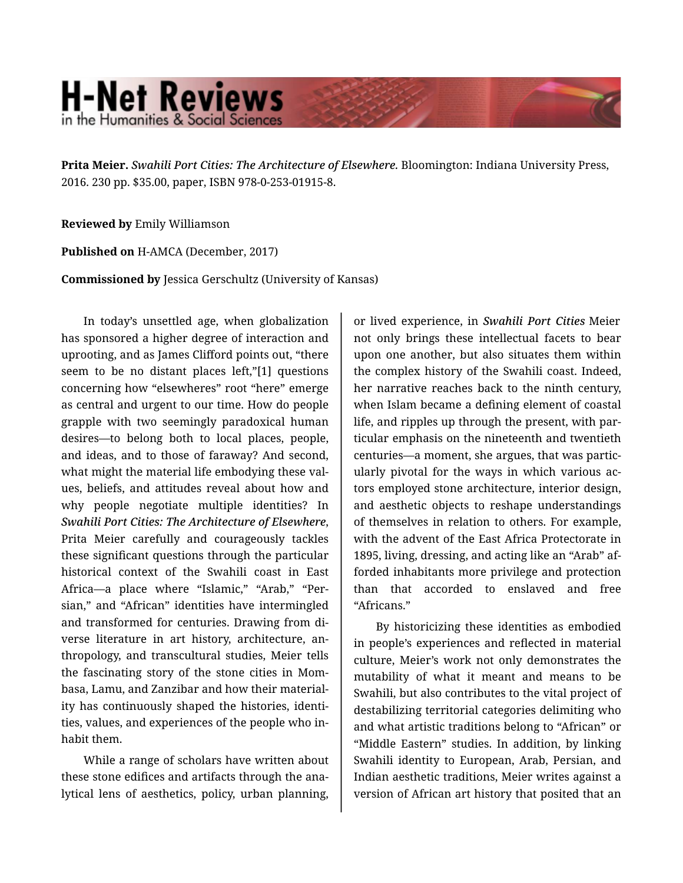# H-Net Reviews in the Humanities & Social Sciences

**Prita Meier.** *Swahili Port Cities: The Architecture of Elsewhere.* Bloomington: Indiana University Press, 2016. 230 pp. $35.00, paper, ISBN 978-0-253-01915-8.

**Reviewed by** Emily Williamson

**Published on** H-AMCA (December, 2017)

**Commissioned by** Jessica Gerschultz (University of Kansas)

In today's unsettled age, when globalization has sponsored a higher degree of interaction and uprooting, and as James Clifford points out, "there seem to be no distant places left,"[1] questions concerning how "elsewheres" root "here" emerge as central and urgent to our time. How do people grapple with two seemingly paradoxical human desires—to belong both to local places, people, and ideas, and to those of faraway? And second, what might the material life embodying these values, beliefs, and attitudes reveal about how and why people negotiate multiple identities? In *Swahili Port Cities: The Architecture of Elsewhere*, Prita Meier carefully and courageously tackles these significant questions through the particular historical context of the Swahili coast in East Africa—a place where "Islamic," "Arab," "Persian," and "African" identities have intermingled and transformed for centuries. Drawing from diverse literature in art history, architecture, anthropology, and transcultural studies, Meier tells the fascinating story of the stone cities in Mombasa, Lamu, and Zanzibar and how their materiality has continuously shaped the histories, identities, values, and experiences of the people who inhabit them.

While a range of scholars have written about these stone edifices and artifacts through the analytical lens of aesthetics, policy, urban planning, or lived experience, in *Swahili Port Cities* Meier not only brings these intellectual facets to bear upon one another, but also situates them within the complex history of the Swahili coast. Indeed, her narrative reaches back to the ninth century, when Islam became a defining element of coastal life, and ripples up through the present, with particular emphasis on the nineteenth and twentieth centuries—a moment, she argues, that was particularly pivotal for the ways in which various actors employed stone architecture, interior design, and aesthetic objects to reshape understandings of themselves in relation to others. For example, with the advent of the East Africa Protectorate in 1895, living, dressing, and acting like an "Arab" afforded inhabitants more privilege and protection than that accorded to enslaved and free "Africans."

By historicizing these identities as embodied in people's experiences and reflected in material culture, Meier's work not only demonstrates the mutability of what it meant and means to be Swahili, but also contributes to the vital project of destabilizing territorial categories delimiting who and what artistic traditions belong to "African" or "Middle Eastern" studies. In addition, by linking Swahili identity to European, Arab, Persian, and Indian aesthetic traditions, Meier writes against a version of African art history that posited that an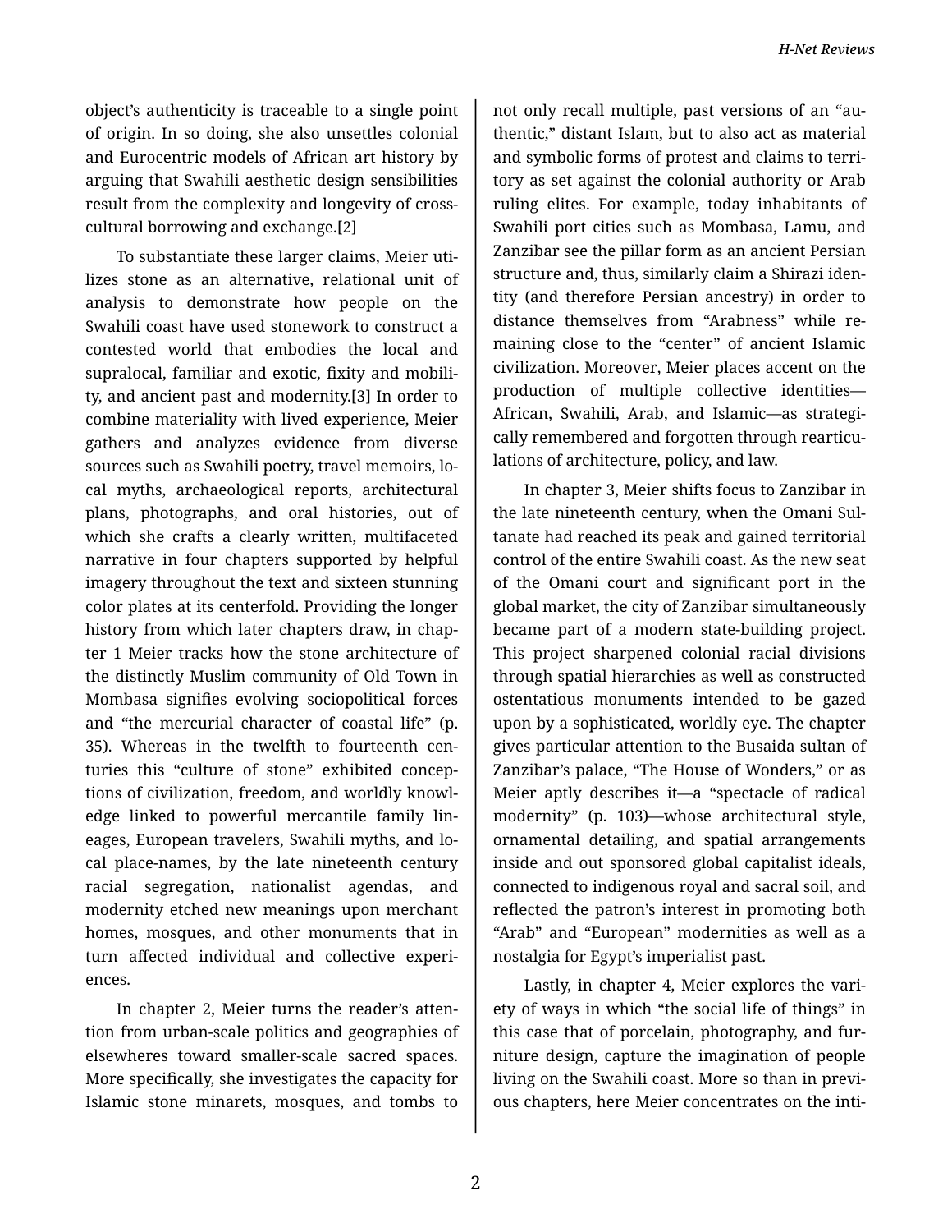object's authenticity is traceable to a single point of origin. In so doing, she also unsettles colonial and Eurocentric models of African art history by arguing that Swahili aesthetic design sensibilities result from the complexity and longevity of cross-cultural borrowing and exchange.[2]

To substantiate these larger claims, Meier utilizes stone as an alternative, relational unit of analysis to demonstrate how people on the Swahili coast have used stonework to construct a contested world that embodies the local and supralocal, familiar and exotic, fixity and mobility, and ancient past and modernity.[3] In order to combine materiality with lived experience, Meier gathers and analyzes evidence from diverse sources such as Swahili poetry, travel memoirs, local myths, archaeological reports, architectural plans, photographs, and oral histories, out of which she crafts a clearly written, multifaceted narrative in four chapters supported by helpful imagery throughout the text and sixteen stunning color plates at its centerfold. Providing the longer history from which later chapters draw, in chapter 1 Meier tracks how the stone architecture of the distinctly Muslim community of Old Town in Mombasa signifies evolving sociopolitical forces and "the mercurial character of coastal life" (p. 35). Whereas in the twelfth to fourteenth centuries this "culture of stone" exhibited conceptions of civilization, freedom, and worldly knowledge linked to powerful mercantile family lineages, European travelers, Swahili myths, and local place-names, by the late nineteenth century racial segregation, nationalist agendas, and modernity etched new meanings upon merchant homes, mosques, and other monuments that in turn affected individual and collective experiences.

In chapter 2, Meier turns the reader's attention from urban-scale politics and geographies of elsewheres toward smaller-scale sacred spaces. More specifically, she investigates the capacity for Islamic stone minarets, mosques, and tombs to not only recall multiple, past versions of an "authentic," distant Islam, but to also act as material and symbolic forms of protest and claims to territory as set against the colonial authority or Arab ruling elites. For example, today inhabitants of Swahili port cities such as Mombasa, Lamu, and Zanzibar see the pillar form as an ancient Persian structure and, thus, similarly claim a Shirazi identity (and therefore Persian ancestry) in order to distance themselves from "Arabness" while remaining close to the "center" of ancient Islamic civilization. Moreover, Meier places accent on the production of multiple collective identities—African, Swahili, Arab, and Islamic—as strategically remembered and forgotten through rearticulations of architecture, policy, and law.

In chapter 3, Meier shifts focus to Zanzibar in the late nineteenth century, when the Omani Sultanate had reached its peak and gained territorial control of the entire Swahili coast. As the new seat of the Omani court and significant port in the global market, the city of Zanzibar simultaneously became part of a modern state-building project. This project sharpened colonial racial divisions through spatial hierarchies as well as constructed ostentatious monuments intended to be gazed upon by a sophisticated, worldly eye. The chapter gives particular attention to the Busaida sultan of Zanzibar's palace, "The House of Wonders," or as Meier aptly describes it—a "spectacle of radical modernity" (p. 103)—whose architectural style, ornamental detailing, and spatial arrangements inside and out sponsored global capitalist ideals, connected to indigenous royal and sacral soil, and reflected the patron's interest in promoting both "Arab" and "European" modernities as well as a nostalgia for Egypt's imperialist past.

Lastly, in chapter 4, Meier explores the variety of ways in which "the social life of things" in this case that of porcelain, photography, and furniture design, capture the imagination of people living on the Swahili coast. More so than in previous chapters, here Meier concentrates on the inti-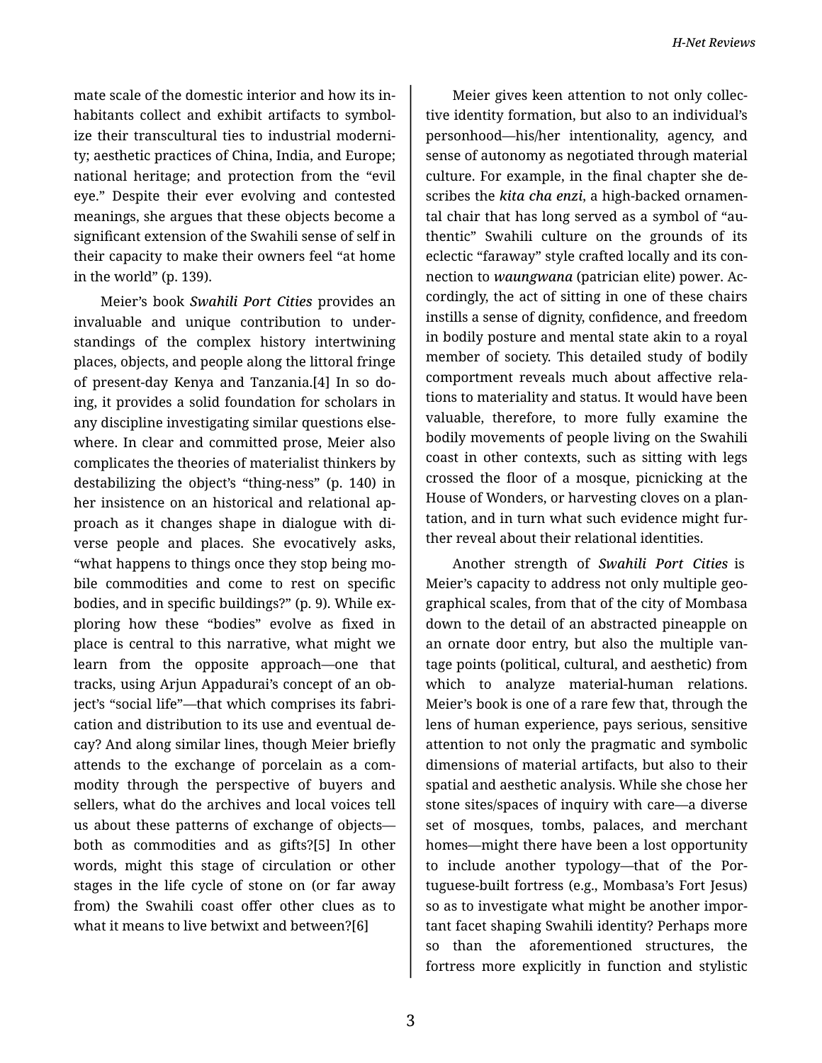mate scale of the domestic interior and how its inhabitants collect and exhibit artifacts to symbolize their transcultural ties to industrial modernity; aesthetic practices of China, India, and Europe; national heritage; and protection from the "evil eye." Despite their ever evolving and contested meanings, she argues that these objects become a significant extension of the Swahili sense of self in their capacity to make their owners feel "at home in the world" (p. 139).

Meier's book *Swahili Port Cities* provides an invaluable and unique contribution to understandings of the complex history intertwining places, objects, and people along the littoral fringe of present-day Kenya and Tanzania.[4] In so doing, it provides a solid foundation for scholars in any discipline investigating similar questions elsewhere. In clear and committed prose, Meier also complicates the theories of materialist thinkers by destabilizing the object's "thing-ness" (p. 140) in her insistence on an historical and relational approach as it changes shape in dialogue with diverse people and places. She evocatively asks, "what happens to things once they stop being mobile commodities and come to rest on specific bodies, and in specific buildings?" (p. 9). While exploring how these "bodies" evolve as fixed in place is central to this narrative, what might we learn from the opposite approach—one that tracks, using Arjun Appadurai's concept of an object's "social life"—that which comprises its fabrication and distribution to its use and eventual decay? And along similar lines, though Meier briefly attends to the exchange of porcelain as a commodity through the perspective of buyers and sellers, what do the archives and local voices tell us about these patterns of exchange of objects—both as commodities and as gifts?[5] In other words, might this stage of circulation or other stages in the life cycle of stone on (or far away from) the Swahili coast offer other clues as to what it means to live betwixt and between?[6]

Meier gives keen attention to not only collective identity formation, but also to an individual's personhood—his/her intentionality, agency, and sense of autonomy as negotiated through material culture. For example, in the final chapter she describes the ***kita cha enzi***, a high-backed ornamental chair that has long served as a symbol of "authentic" Swahili culture on the grounds of its eclectic "faraway" style crafted locally and its connection to ***waungwana*** (patrician elite) power. Accordingly, the act of sitting in one of these chairs instills a sense of dignity, confidence, and freedom in bodily posture and mental state akin to a royal member of society. This detailed study of bodily comportment reveals much about affective relations to materiality and status. It would have been valuable, therefore, to more fully examine the bodily movements of people living on the Swahili coast in other contexts, such as sitting with legs crossed the floor of a mosque, picnicking at the House of Wonders, or harvesting cloves on a plantation, and in turn what such evidence might further reveal about their relational identities.

Another strength of ***Swahili Port Cities*** is Meier's capacity to address not only multiple geographical scales, from that of the city of Mombasa down to the detail of an abstracted pineapple on an ornate door entry, but also the multiple vantage points (political, cultural, and aesthetic) from which to analyze material-human relations. Meier's book is one of a rare few that, through the lens of human experience, pays serious, sensitive attention to not only the pragmatic and symbolic dimensions of material artifacts, but also to their spatial and aesthetic analysis. While she chose her stone sites/spaces of inquiry with care—a diverse set of mosques, tombs, palaces, and merchant homes—might there have been a lost opportunity to include another typology—that of the Portuguese-built fortress (e.g., Mombasa's Fort Jesus) so as to investigate what might be another important facet shaping Swahili identity? Perhaps more so than the aforementioned structures, the fortress more explicitly in function and stylistic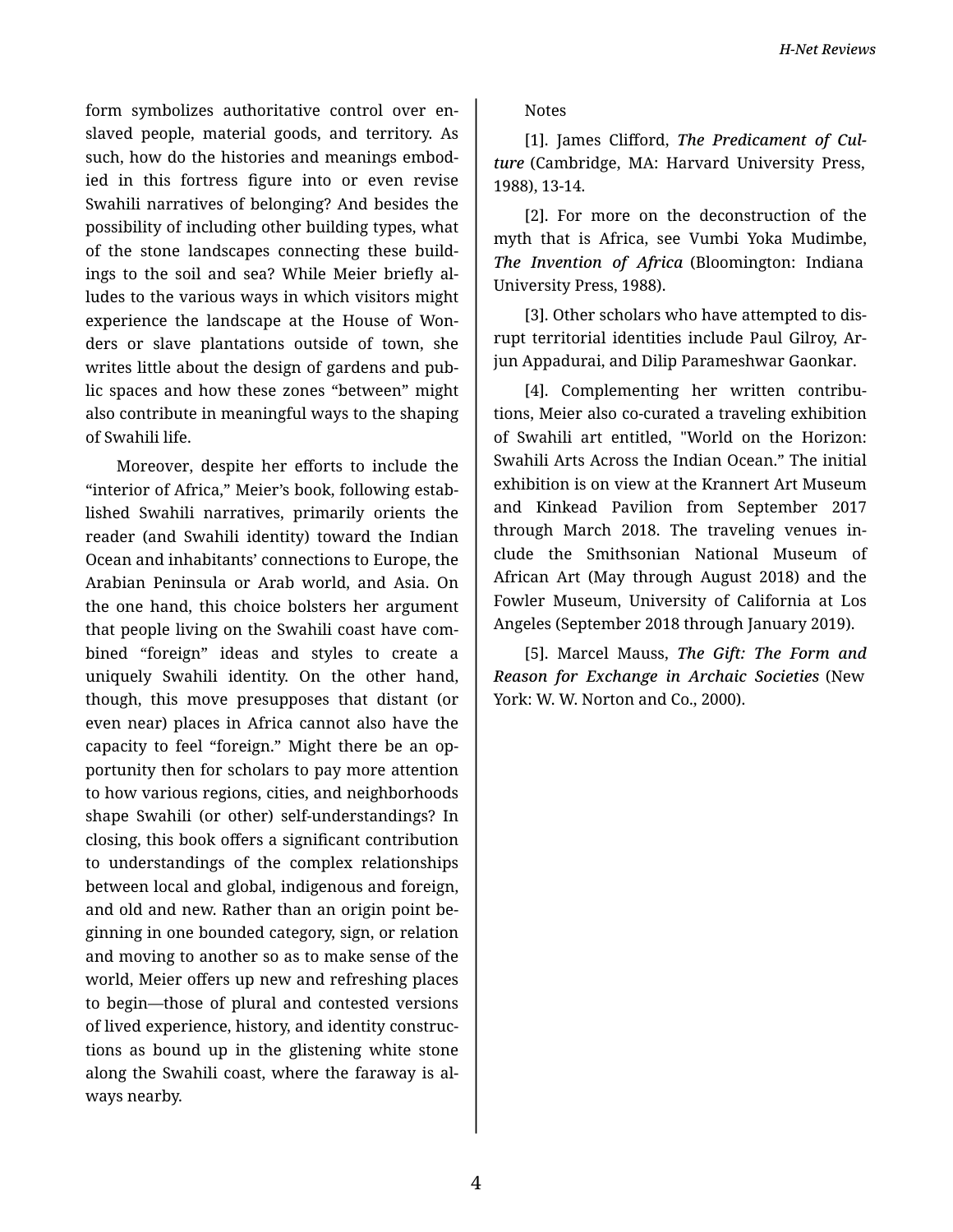form symbolizes authoritative control over enslaved people, material goods, and territory. As such, how do the histories and meanings embodied in this fortress figure into or even revise Swahili narratives of belonging? And besides the possibility of including other building types, what of the stone landscapes connecting these buildings to the soil and sea? While Meier briefly alludes to the various ways in which visitors might experience the landscape at the House of Wonders or slave plantations outside of town, she writes little about the design of gardens and public spaces and how these zones "between" might also contribute in meaningful ways to the shaping of Swahili life.

Moreover, despite her efforts to include the "interior of Africa," Meier's book, following established Swahili narratives, primarily orients the reader (and Swahili identity) toward the Indian Ocean and inhabitants' connections to Europe, the Arabian Peninsula or Arab world, and Asia. On the one hand, this choice bolsters her argument that people living on the Swahili coast have combined "foreign" ideas and styles to create a uniquely Swahili identity. On the other hand, though, this move presupposes that distant (or even near) places in Africa cannot also have the capacity to feel "foreign." Might there be an opportunity then for scholars to pay more attention to how various regions, cities, and neighborhoods shape Swahili (or other) self-understandings? In closing, this book offers a significant contribution to understandings of the complex relationships between local and global, indigenous and foreign, and old and new. Rather than an origin point beginning in one bounded category, sign, or relation and moving to another so as to make sense of the world, Meier offers up new and refreshing places to begin—those of plural and contested versions of lived experience, history, and identity constructions as bound up in the glistening white stone along the Swahili coast, where the faraway is always nearby.

Notes

[1]. James Clifford, ***The Predicament of Culture*** (Cambridge, MA: Harvard University Press, 1988), 13-14.

[2]. For more on the deconstruction of the myth that is Africa, see Vumbi Yoka Mudimbe, ***The Invention of Africa*** (Bloomington: Indiana University Press, 1988).

[3]. Other scholars who have attempted to disrupt territorial identities include Paul Gilroy, Arjun Appadurai, and Dilip Parameshwar Gaonkar.

[4]. Complementing her written contributions, Meier also co-curated a traveling exhibition of Swahili art entitled, "World on the Horizon: Swahili Arts Across the Indian Ocean." The initial exhibition is on view at the Krannert Art Museum and Kinkead Pavilion from September 2017 through March 2018. The traveling venues include the Smithsonian National Museum of African Art (May through August 2018) and the Fowler Museum, University of California at Los Angeles (September 2018 through January 2019).

[5]. Marcel Mauss, ***The Gift: The Form and Reason for Exchange in Archaic Societies*** (New York: W. W. Norton and Co., 2000).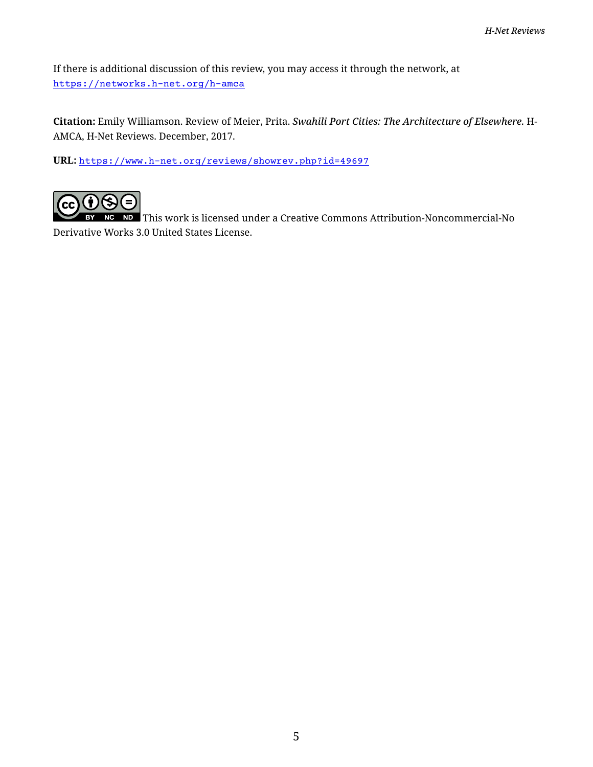If there is additional discussion of this review, you may access it through the network, at https://networks.h-net.org/h-amca

**Citation:** Emily Williamson. Review of Meier, Prita. *Swahili Port Cities: The Architecture of Elsewhere.* H-AMCA, H-Net Reviews. December, 2017.

**URL:** https://www.h-net.org/reviews/showrev.php?id=49697

This work is licensed under a Creative Commons Attribution-Noncommercial-No Derivative Works 3.0 United States License.